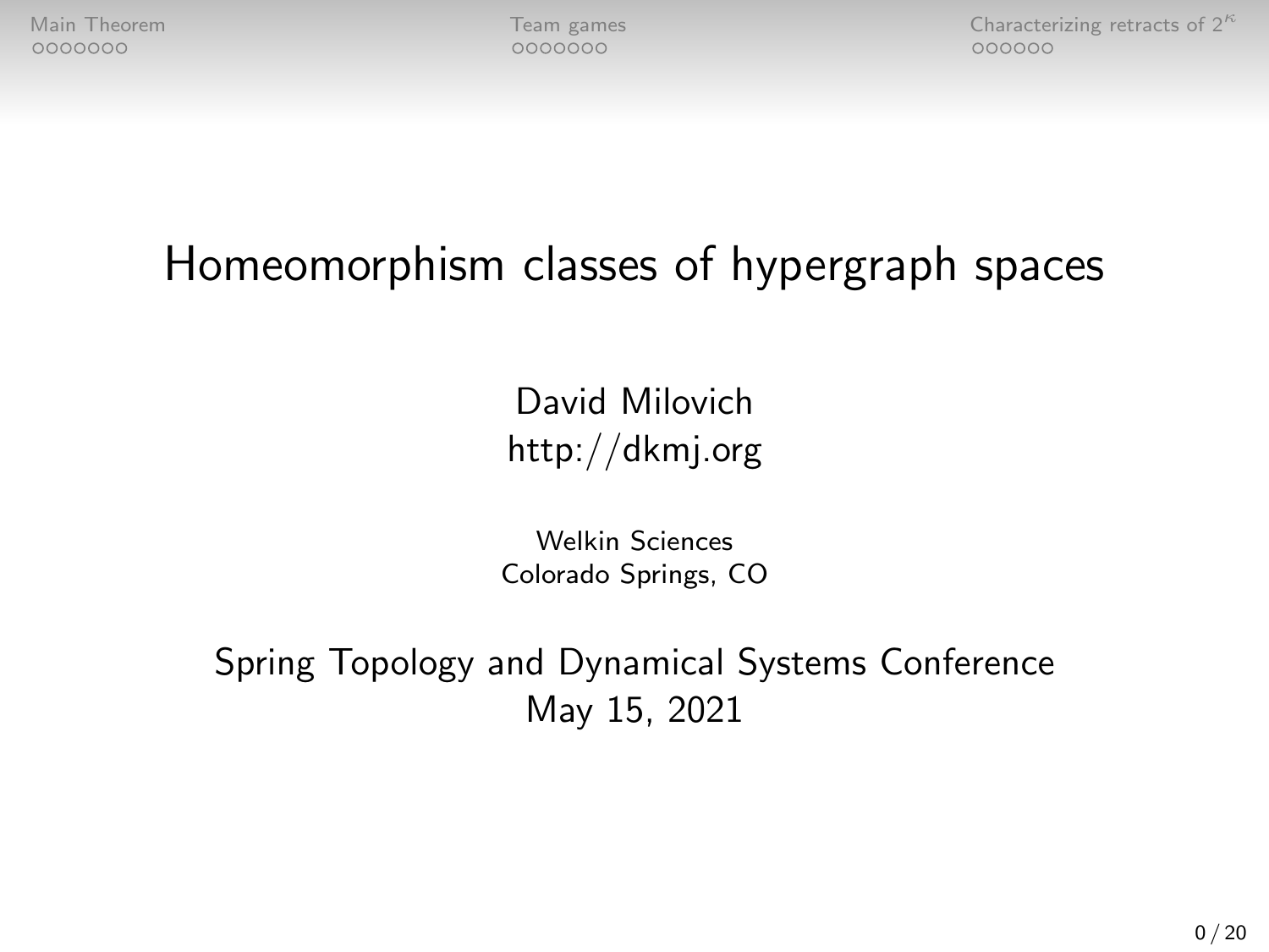# Homeomorphism classes of hypergraph spaces

David Milovich
http://dkmj.org

Welkin Sciences
Colorado Springs, CO

Spring Topology and Dynamical Systems Conference
May 15, 2021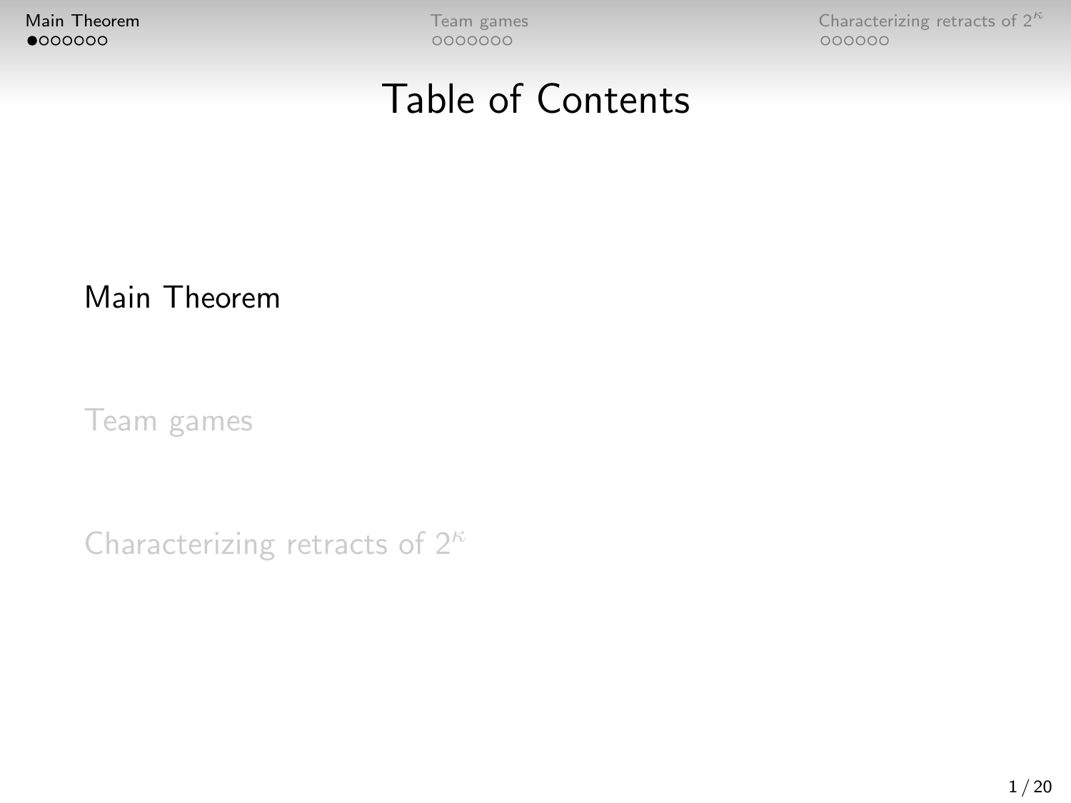# Table of Contents

Main Theorem

Team games

Characterizing retracts of $2^\kappa$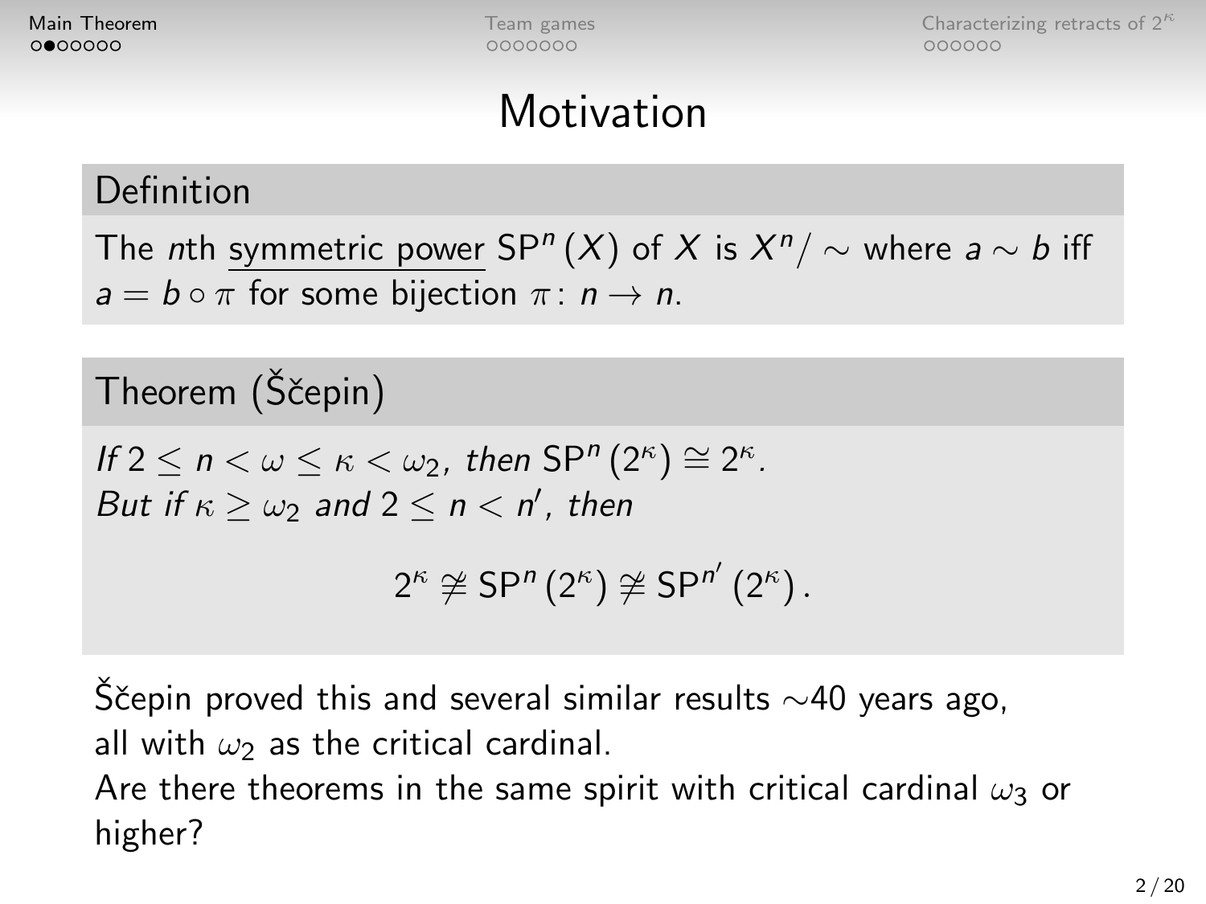# Motivation

## Definition

The $n$th <u>symmetric power</u> $\mathsf{SP}^n(X)$ of $X$ is $X^n/\sim$ where $a \sim b$ iff $a = b \circ \pi$ for some bijection $\pi\colon n \to n$.

## Theorem (Ščepin)

*If $2 \leq n < \omega \leq \kappa < \omega_2$, then $\mathsf{SP}^n(2^\kappa) \cong 2^\kappa$.*
*But if $\kappa \geq \omega_2$ and $2 \leq n < n'$, then*

$$2^\kappa \not\cong \mathsf{SP}^n(2^\kappa) \not\cong \mathsf{SP}^{n'}(2^\kappa).$$

Ščepin proved this and several similar results ∼40 years ago, all with $\omega_2$ as the critical cardinal.
Are there theorems in the same spirit with critical cardinal $\omega_3$ or higher?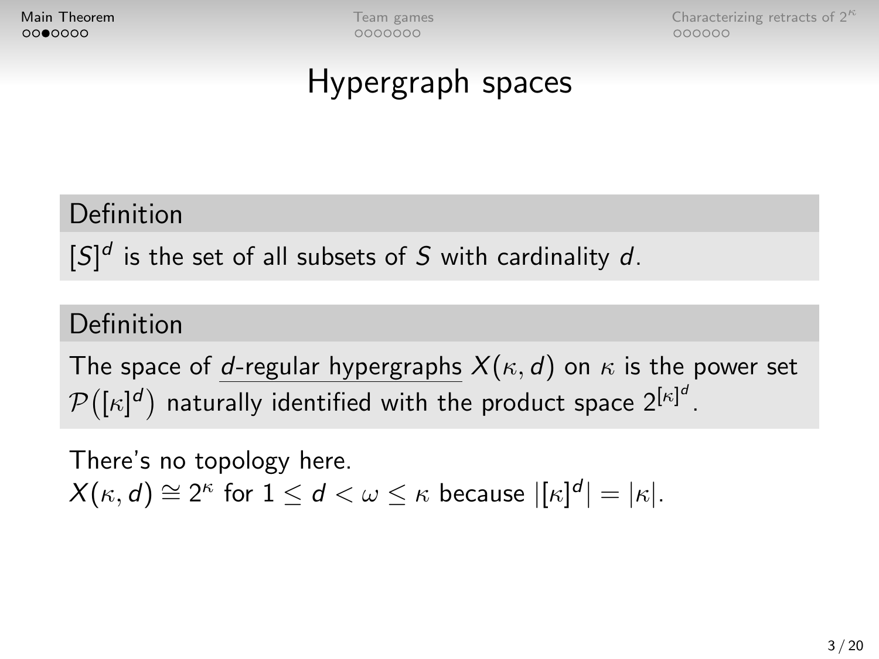# Hypergraph spaces

**Definition**

$[S]^d$ is the set of all subsets of $S$ with cardinality $d$.

**Definition**

The space of <u>$d$-regular hypergraphs</u> $X(\kappa, d)$ on $\kappa$ is the power set $\mathcal{P}\big([\kappa]^d\big)$ naturally identified with the product space $2^{[\kappa]^d}$.

There's no topology here.
$X(\kappa, d) \cong 2^\kappa$ for $1 \leq d < \omega \leq \kappa$ because $|[\kappa]^d| = |\kappa|$.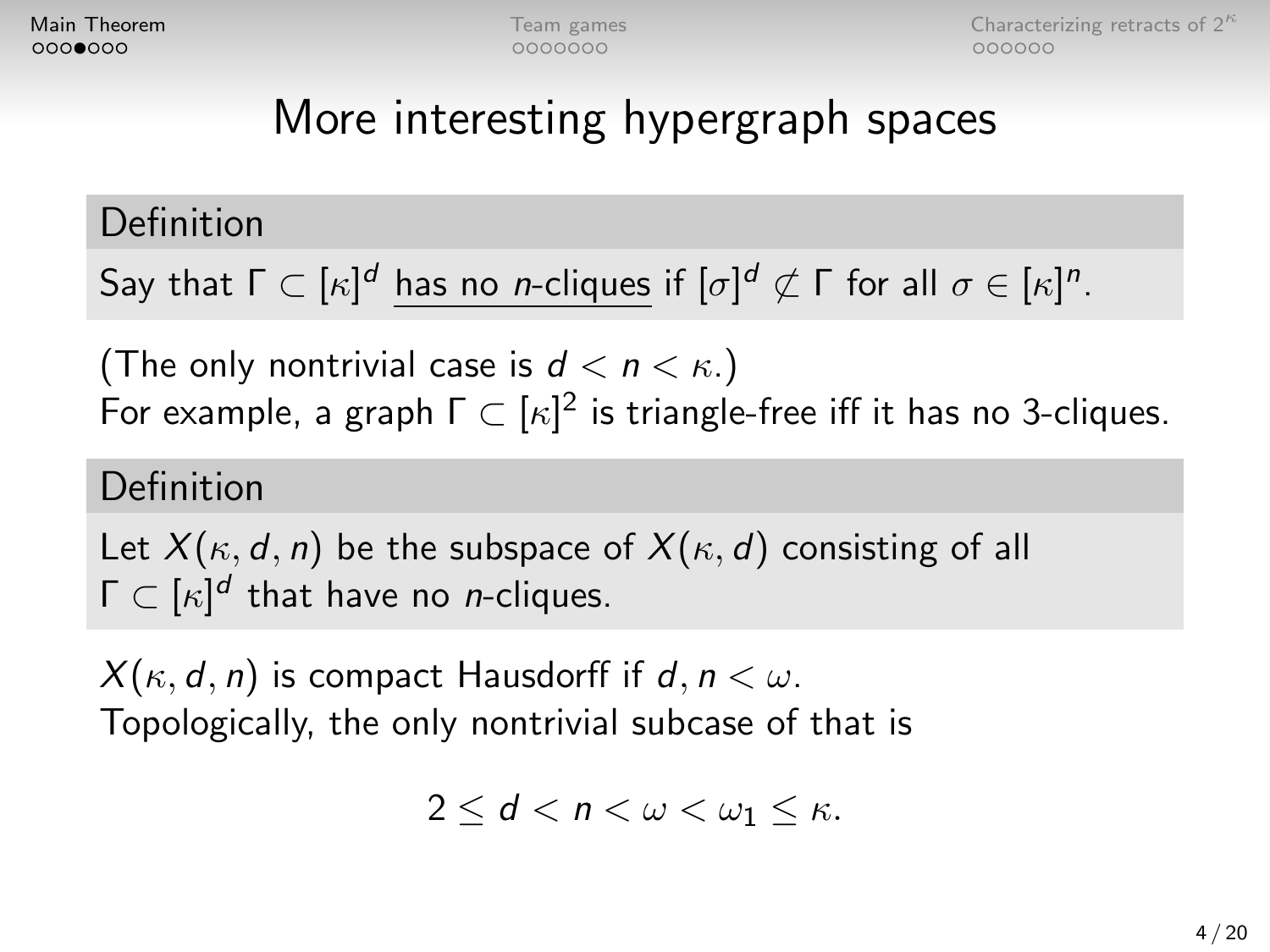# More interesting hypergraph spaces

**Definition**

Say that $\Gamma \subset [\kappa]^d$ <u>has no *n*-cliques</u> if $[\sigma]^d \not\subset \Gamma$ for all $\sigma \in [\kappa]^n$.

(The only nontrivial case is $d < n < \kappa$.)
For example, a graph $\Gamma \subset [\kappa]^2$ is triangle-free iff it has no 3-cliques.

**Definition**

Let $X(\kappa, d, n)$ be the subspace of $X(\kappa, d)$ consisting of all $\Gamma \subset [\kappa]^d$ that have no $n$-cliques.

$X(\kappa, d, n)$ is compact Hausdorff if $d, n < \omega$.
Topologically, the only nontrivial subcase of that is

$$2 \leq d < n < \omega < \omega_1 \leq \kappa.$$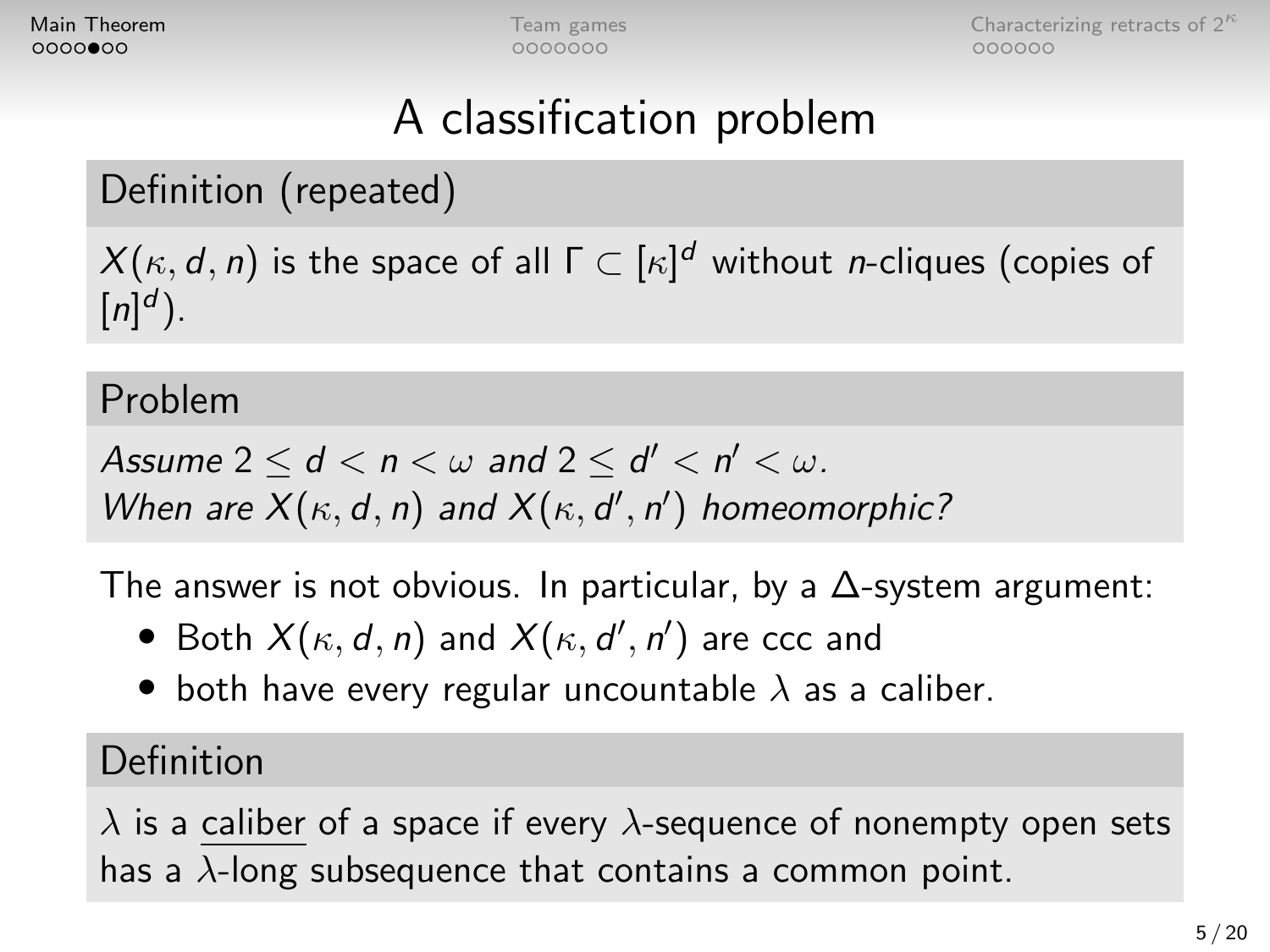# A classification problem

## Definition (repeated)

$X(\kappa, d, n)$ is the space of all $\Gamma \subset [\kappa]^d$ without $n$-cliques (copies of $[n]^d$).

## Problem

*Assume $2 \leq d < n < \omega$ and $2 \leq d' < n' < \omega$.*
*When are $X(\kappa, d, n)$ and $X(\kappa, d', n')$ homeomorphic?*

The answer is not obvious. In particular, by a $\Delta$-system argument:

- Both $X(\kappa, d, n)$ and $X(\kappa, d', n')$ are ccc and
- both have every regular uncountable $\lambda$ as a caliber.

## Definition

$\lambda$ is a caliber of a space if every $\lambda$-sequence of nonempty open sets has a $\lambda$-long subsequence that contains a common point.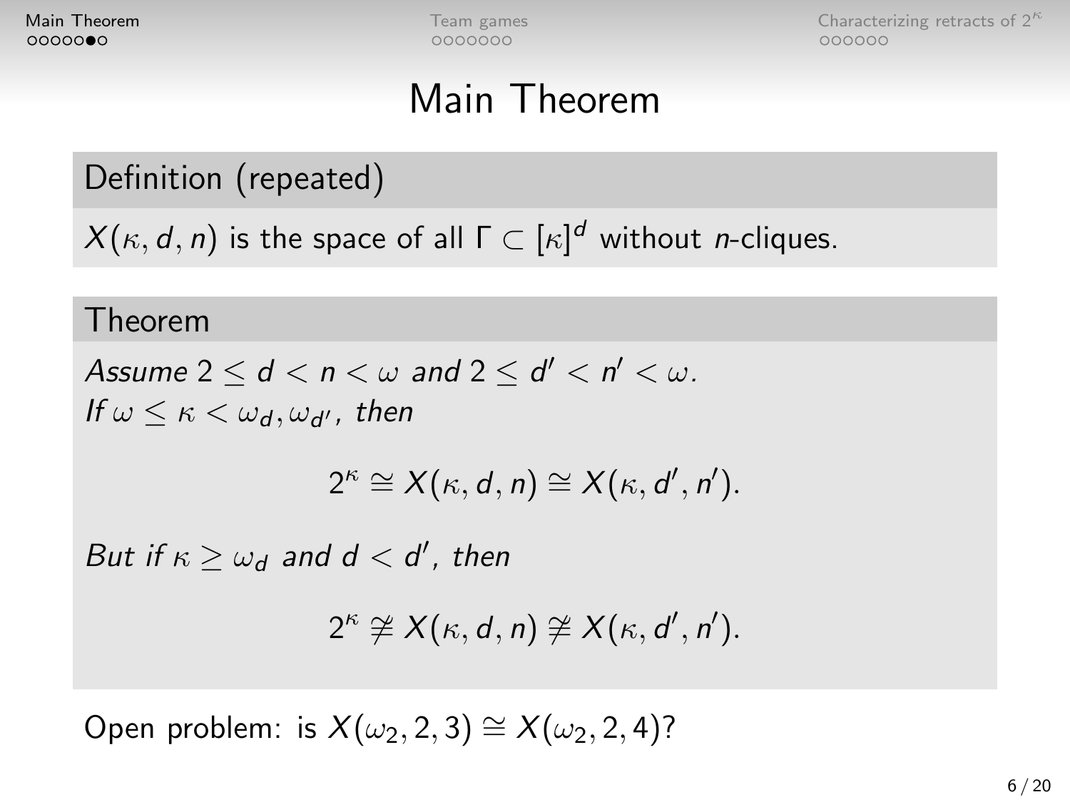# Main Theorem

**Definition (repeated)**

$X(\kappa, d, n)$ is the space of all $\Gamma \subset [\kappa]^d$ without $n$-cliques.

**Theorem**

*Assume* $2 \leq d < n < \omega$ *and* $2 \leq d' < n' < \omega$.
*If* $\omega \leq \kappa < \omega_d, \omega_{d'}$, *then*

$$2^\kappa \cong X(\kappa, d, n) \cong X(\kappa, d', n').$$

*But if* $\kappa \geq \omega_d$ *and* $d < d'$, *then*

$$2^\kappa \ncong X(\kappa, d, n) \ncong X(\kappa, d', n').$$

Open problem: is $X(\omega_2, 2, 3) \cong X(\omega_2, 2, 4)$?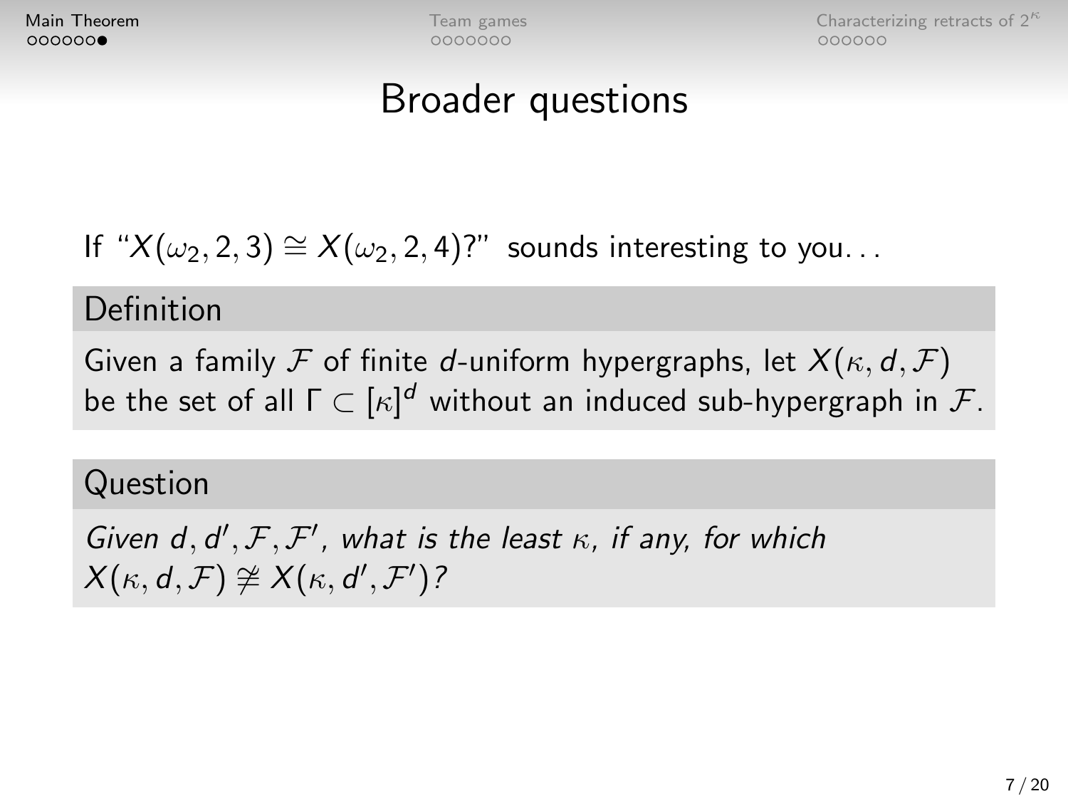# Broader questions

If "$X(\omega_2, 2, 3) \cong X(\omega_2, 2, 4)$?" sounds interesting to you...

## Definition

Given a family $\mathcal{F}$ of finite $d$-uniform hypergraphs, let $X(\kappa, d, \mathcal{F})$ be the set of all $\Gamma \subset [\kappa]^d$ without an induced sub-hypergraph in $\mathcal{F}$.

## Question

*Given $d, d', \mathcal{F}, \mathcal{F}'$, what is the least $\kappa$, if any, for which $X(\kappa, d, \mathcal{F}) \ncong X(\kappa, d', \mathcal{F}')$?*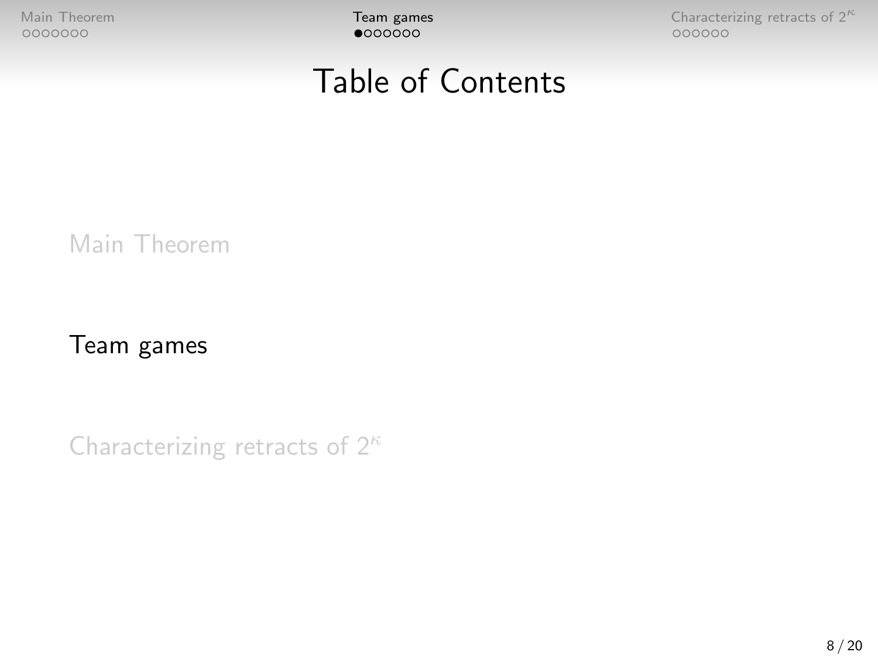# Table of Contents

Main Theorem

Team games

Characterizing retracts of $2^{\kappa}$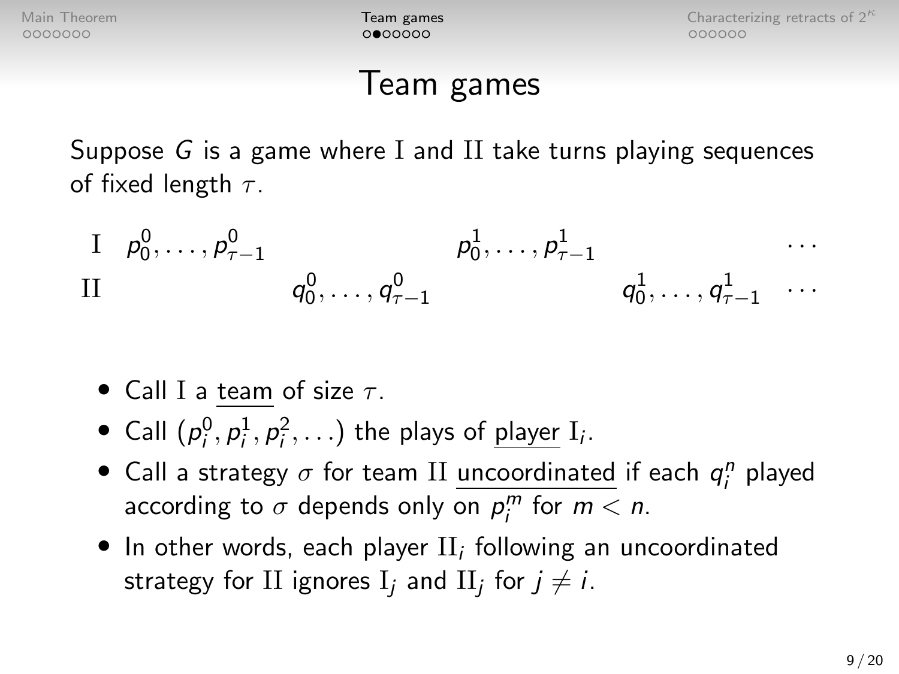# Team games

Suppose $G$ is a game where $\mathrm{I}$ and $\mathrm{II}$ take turns playing sequences of fixed length $\tau$.

$$
\begin{array}{lllll}
\mathrm{I} & p^0_0, \ldots, p^0_{\tau-1} & & p^1_0, \ldots, p^1_{\tau-1} & & \cdots \\
\mathrm{II} & & q^0_0, \ldots, q^0_{\tau-1} & & q^1_0, \ldots, q^1_{\tau-1} & \cdots
\end{array}
$$

- Call $\mathrm{I}$ a team of size $\tau$.
- Call $(p^0_i, p^1_i, p^2_i, \ldots)$ the plays of player $\mathrm{I}_i$.
- Call a strategy $\sigma$ for team $\mathrm{II}$ uncoordinated if each $q^n_i$ played according to $\sigma$ depends only on $p^m_i$ for $m < n$.
- In other words, each player $\mathrm{II}_i$ following an uncoordinated strategy for $\mathrm{II}$ ignores $\mathrm{I}_j$ and $\mathrm{II}_j$ for $j \neq i$.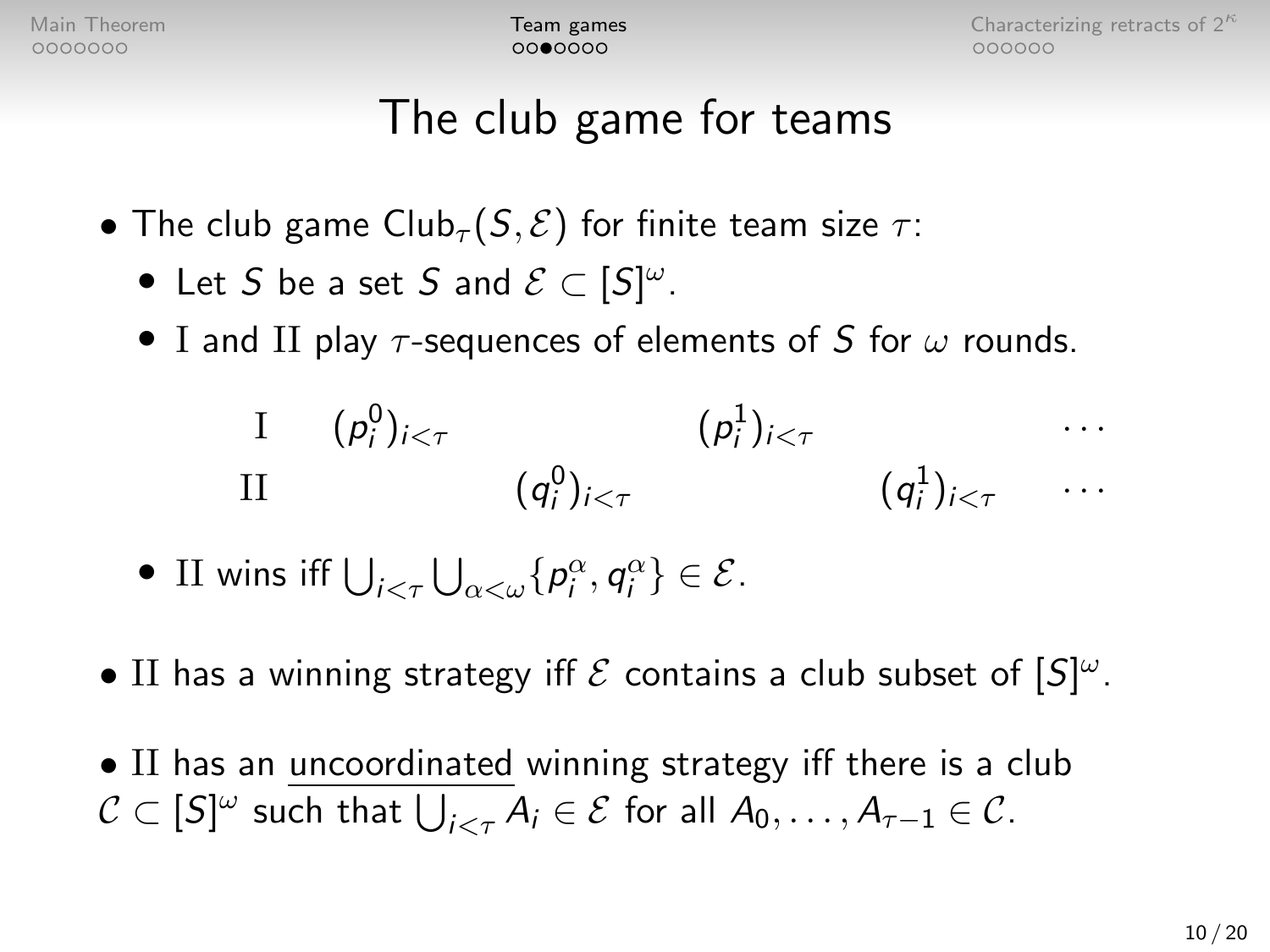# The club game for teams

- The club game $\mathrm{Club}_\tau(S, \mathcal{E})$ for finite team size $\tau$:
  - Let $S$ be a set $S$ and $\mathcal{E} \subset [S]^\omega$.
  - I and II play $\tau$-sequences of elements of $S$ for $\omega$ rounds.

| | | | | | |
|---|---|---|---|---|---|
| I | $(p_i^0)_{i<\tau}$ | | $(p_i^1)_{i<\tau}$ | | $\cdots$ |
| II | | $(q_i^0)_{i<\tau}$ | | $(q_i^1)_{i<\tau}$ | $\cdots$ |

  - II wins iff $\bigcup_{i<\tau} \bigcup_{\alpha<\omega} \{p_i^\alpha, q_i^\alpha\} \in \mathcal{E}$.

- II has a winning strategy iff $\mathcal{E}$ contains a club subset of $[S]^\omega$.

- II has an uncoordinated winning strategy iff there is a club $\mathcal{C} \subset [S]^\omega$ such that $\bigcup_{i<\tau} A_i \in \mathcal{E}$ for all $A_0, \ldots, A_{\tau-1} \in \mathcal{C}$.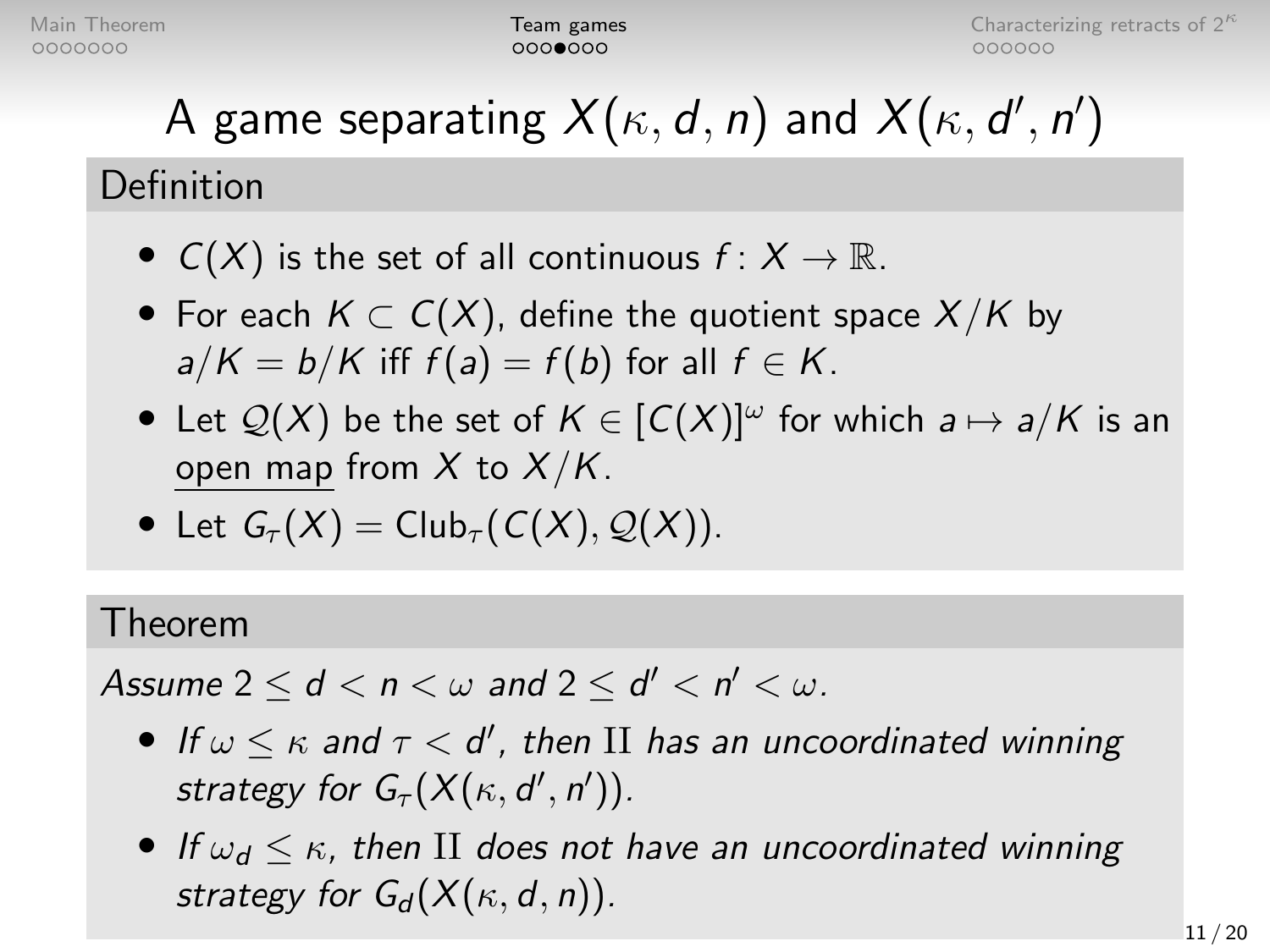# A game separating $X(\kappa, d, n)$ and $X(\kappa, d', n')$

## Definition

- $C(X)$ is the set of all continuous $f\colon X \to \mathbb{R}$.
- For each $K \subset C(X)$, define the quotient space $X/K$ by $a/K = b/K$ iff $f(a) = f(b)$ for all $f \in K$.
- Let $\mathcal{Q}(X)$ be the set of $K \in [C(X)]^\omega$ for which $a \mapsto a/K$ is an open map from $X$ to $X/K$.
- Let $G_\tau(X) = \mathrm{Club}_\tau(C(X), \mathcal{Q}(X))$.

## Theorem

*Assume $2 \leq d < n < \omega$ and $2 \leq d' < n' < \omega$.*

- *If $\omega \leq \kappa$ and $\tau < d'$, then $\mathrm{II}$ has an uncoordinated winning strategy for $G_\tau(X(\kappa, d', n'))$.*
- *If $\omega_d \leq \kappa$, then $\mathrm{II}$ does not have an uncoordinated winning strategy for $G_d(X(\kappa, d, n))$.*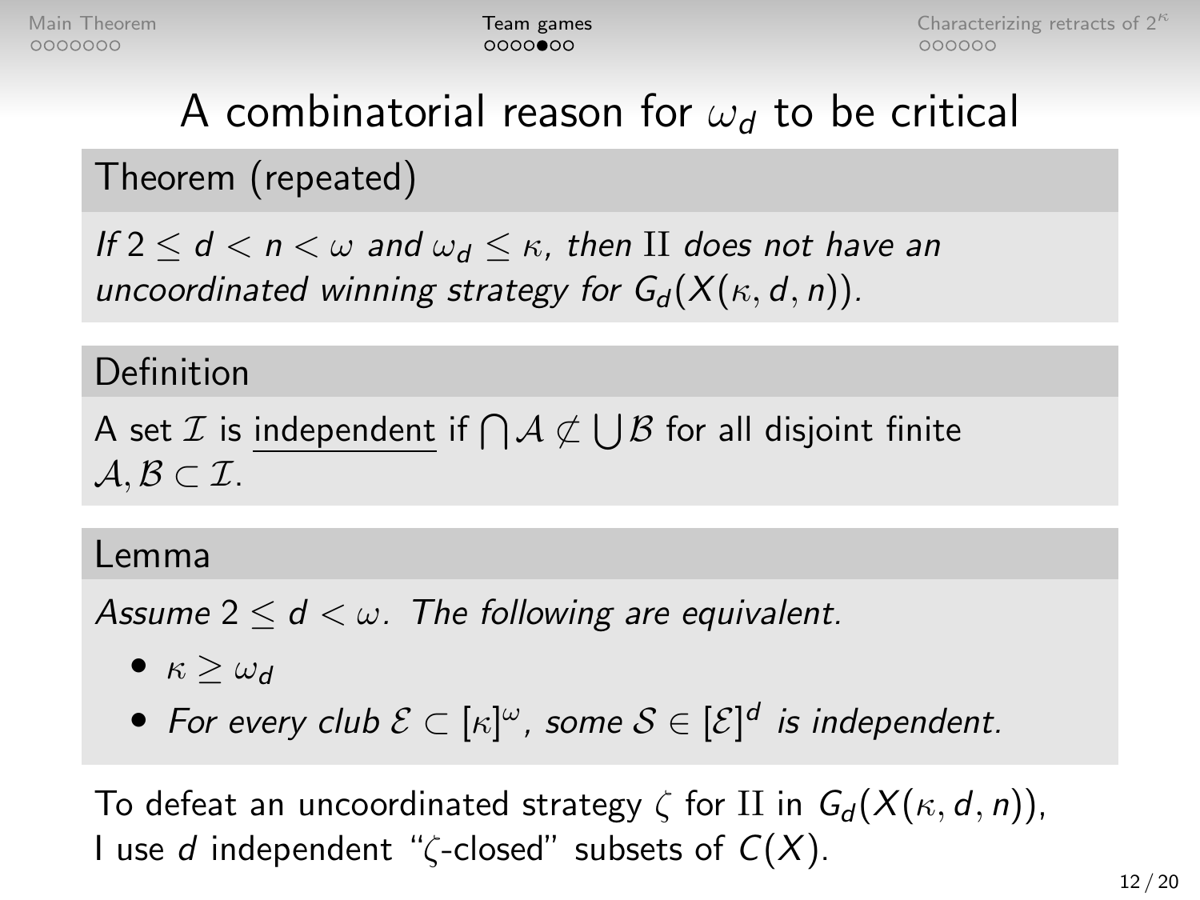# A combinatorial reason for $\omega_d$ to be critical

### Theorem (repeated)

*If $2 \leq d < n < \omega$ and $\omega_d \leq \kappa$, then* II *does not have an uncoordinated winning strategy for $G_d(X(\kappa, d, n))$.*

### Definition

A set $\mathcal{I}$ is <u>independent</u> if $\bigcap \mathcal{A} \not\subset \bigcup \mathcal{B}$ for all disjoint finite $\mathcal{A}, \mathcal{B} \subset \mathcal{I}$.

### Lemma

*Assume $2 \leq d < \omega$. The following are equivalent.*

- $\kappa \geq \omega_d$
- *For every club $\mathcal{E} \subset [\kappa]^\omega$, some $\mathcal{S} \in [\mathcal{E}]^d$ is independent.*

To defeat an uncoordinated strategy $\zeta$ for II in $G_d(X(\kappa, d, n))$, I use $d$ independent "$\zeta$-closed" subsets of $C(X)$.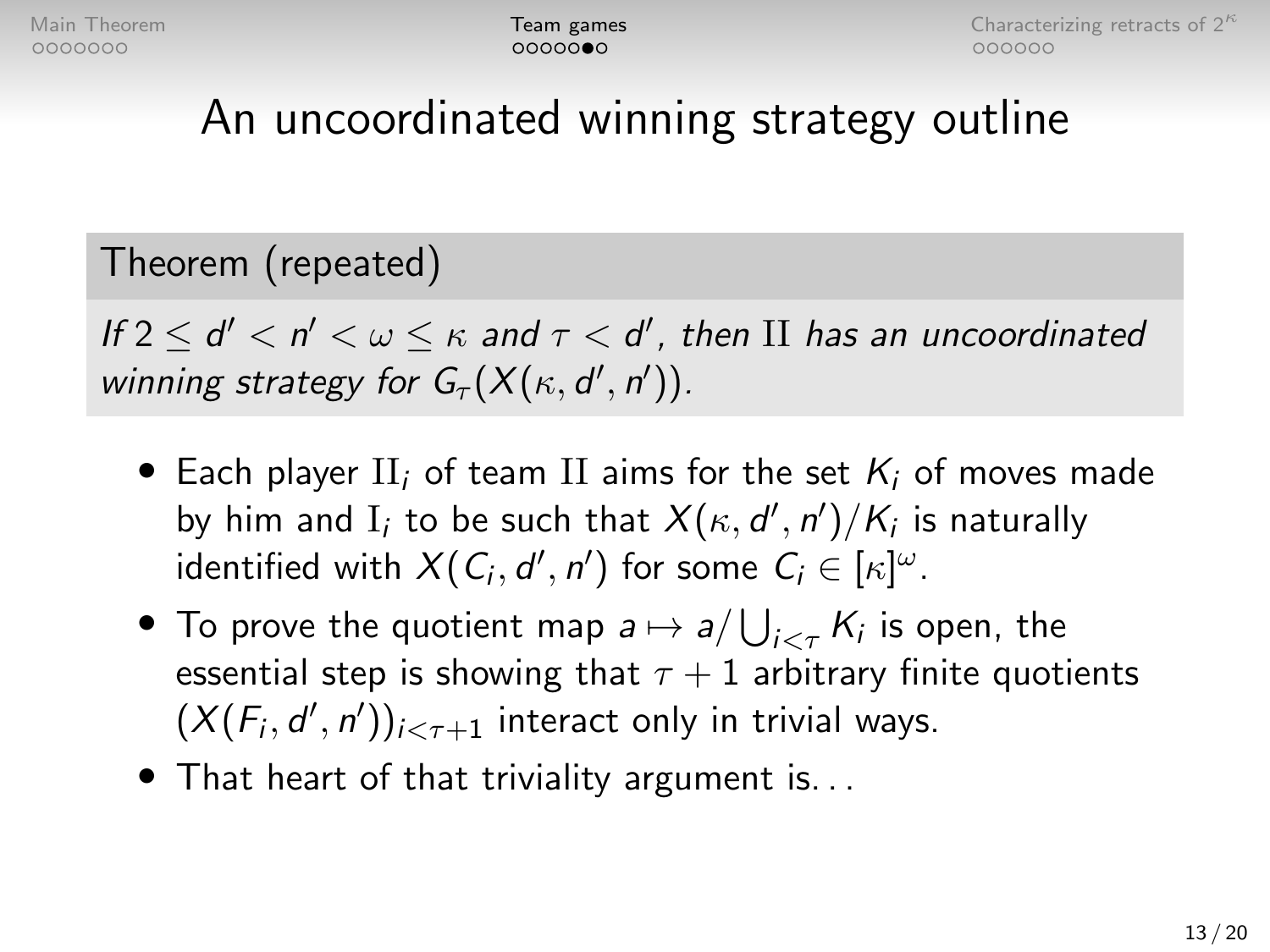# An uncoordinated winning strategy outline

**Theorem (repeated)**

*If $2 \leq d' < n' < \omega \leq \kappa$ and $\tau < d'$, then $\mathrm{II}$ has an uncoordinated winning strategy for $G_\tau(X(\kappa, d', n'))$.*

- Each player $\mathrm{II}_i$ of team $\mathrm{II}$ aims for the set $K_i$ of moves made by him and $\mathrm{I}_i$ to be such that $X(\kappa, d', n')/K_i$ is naturally identified with $X(C_i, d', n')$ for some $C_i \in [\kappa]^\omega$.
- To prove the quotient map $a \mapsto a/\bigcup_{i<\tau} K_i$ is open, the essential step is showing that $\tau + 1$ arbitrary finite quotients $(X(F_i, d', n'))_{i<\tau+1}$ interact only in trivial ways.
- That heart of that triviality argument is...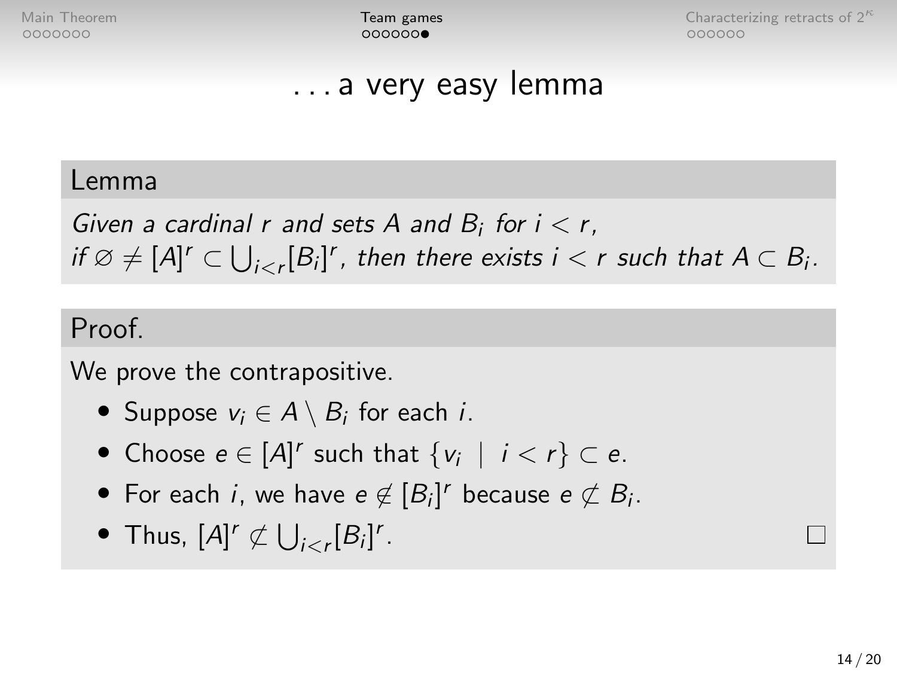# . . . a very easy lemma

## Lemma

*Given a cardinal $r$ and sets $A$ and $B_i$ for $i < r$, if $\varnothing \neq [A]^r \subset \bigcup_{i<r} [B_i]^r$, then there exists $i < r$ such that $A \subset B_i$.*

## Proof.

We prove the contrapositive.

- Suppose $v_i \in A \setminus B_i$ for each $i$.
- Choose $e \in [A]^r$ such that $\{v_i \mid i < r\} \subset e$.
- For each $i$, we have $e \notin [B_i]^r$ because $e \not\subset B_i$.
- Thus, $[A]^r \not\subset \bigcup_{i<r} [B_i]^r$. □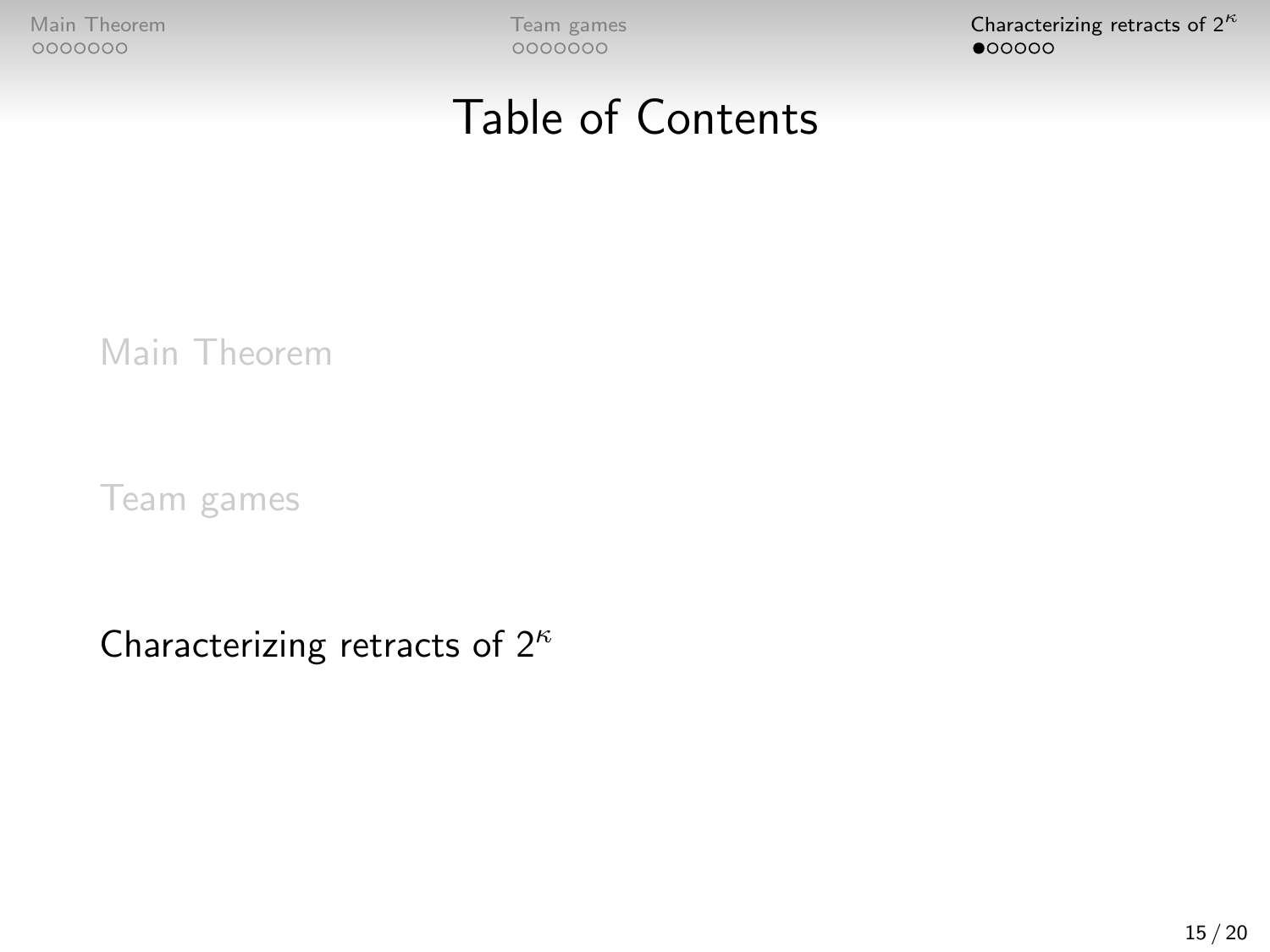# Table of Contents

Main Theorem

Team games

Characterizing retracts of $2^\kappa$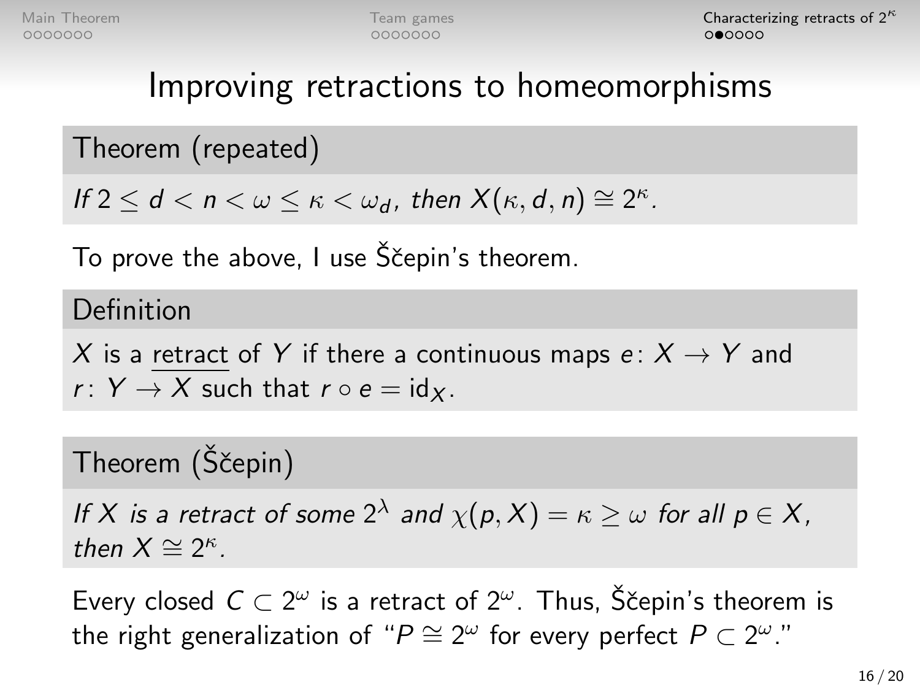# Improving retractions to homeomorphisms

**Theorem (repeated)**

*If $2 \leq d < n < \omega \leq \kappa < \omega_d$, then $X(\kappa, d, n) \cong 2^\kappa$.*

To prove the above, I use Ščepin's theorem.

**Definition**

$X$ is a retract of $Y$ if there a continuous maps $e\colon X \to Y$ and $r\colon Y \to X$ such that $r \circ e = \mathrm{id}_X$.

**Theorem (Ščepin)**

*If $X$ is a retract of some $2^\lambda$ and $\chi(p, X) = \kappa \geq \omega$ for all $p \in X$, then $X \cong 2^\kappa$.*

Every closed $C \subset 2^\omega$ is a retract of $2^\omega$. Thus, Ščepin's theorem is the right generalization of "$P \cong 2^\omega$ for every perfect $P \subset 2^\omega$."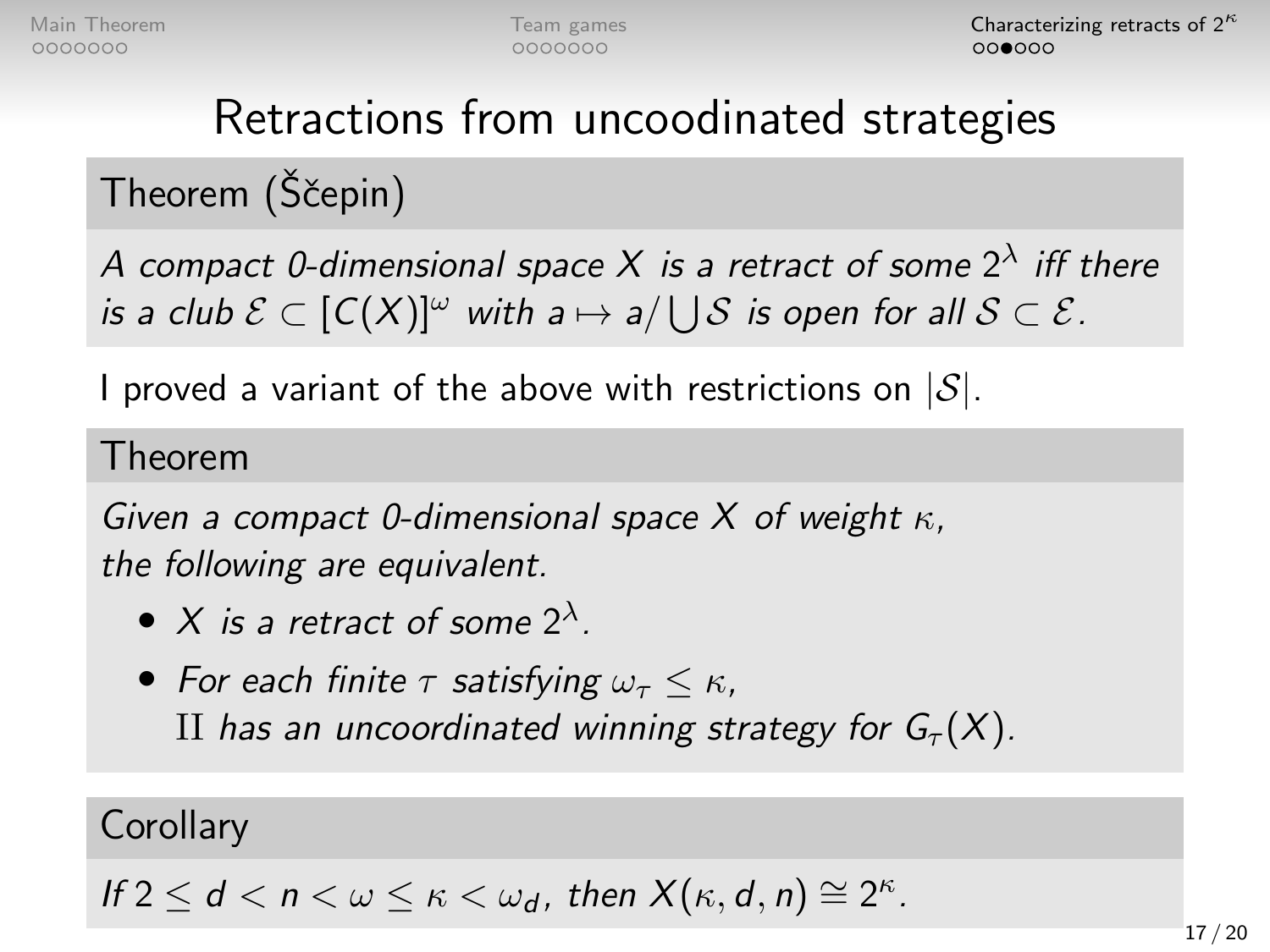# Retractions from uncoodinated strategies

**Theorem (Ščepin)**

*A compact 0-dimensional space $X$ is a retract of some $2^\lambda$ iff there is a club $\mathcal{E} \subset [C(X)]^\omega$ with $a \mapsto a/\bigcup\mathcal{S}$ is open for all $\mathcal{S} \subset \mathcal{E}$.*

I proved a variant of the above with restrictions on $|\mathcal{S}|$.

**Theorem**

*Given a compact 0-dimensional space $X$ of weight $\kappa$, the following are equivalent.*

- *$X$ is a retract of some $2^\lambda$.*
- *For each finite $\tau$ satisfying $\omega_\tau \leq \kappa$, $\mathrm{II}$ has an uncoordinated winning strategy for $G_\tau(X)$.*

**Corollary**

*If $2 \leq d < n < \omega \leq \kappa < \omega_d$, then $X(\kappa, d, n) \cong 2^\kappa$.*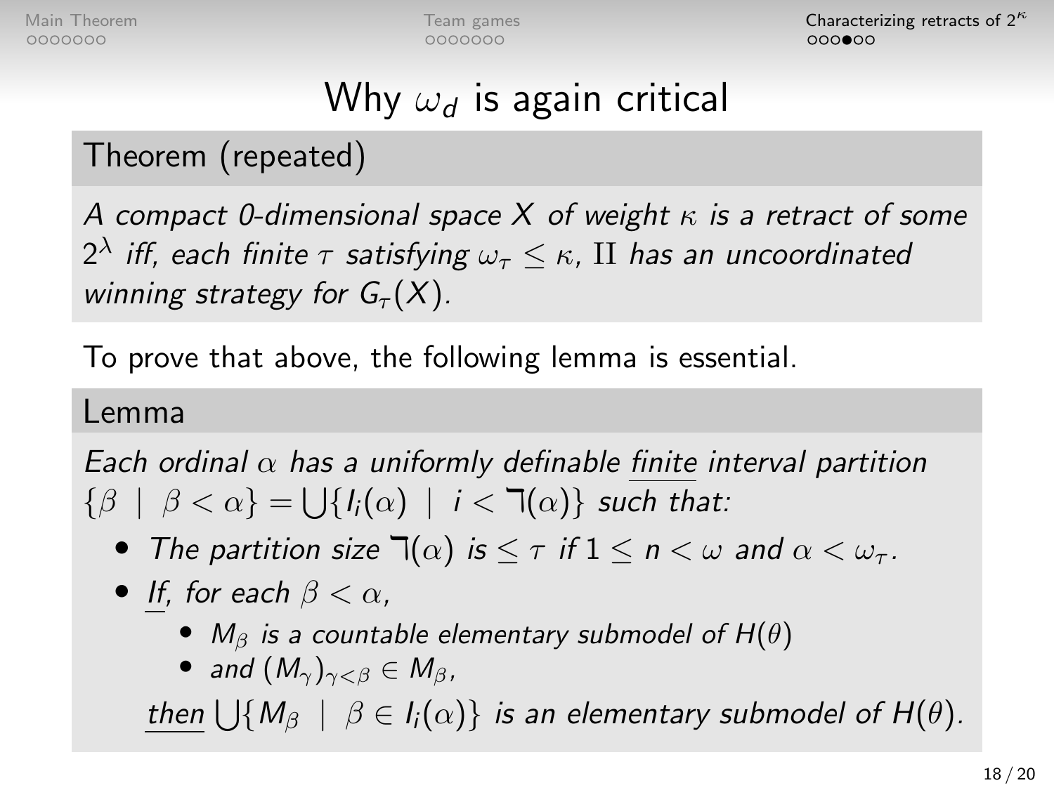# Why $\omega_d$ is again critical

## Theorem (repeated)

*A compact 0-dimensional space $X$ of weight $\kappa$ is a retract of some $2^\lambda$ iff, each finite $\tau$ satisfying $\omega_\tau \leq \kappa$, II has an uncoordinated winning strategy for $G_\tau(X)$.*

To prove that above, the following lemma is essential.

## Lemma

*Each ordinal $\alpha$ has a uniformly definable finite interval partition $\{\beta \mid \beta < \alpha\} = \bigcup\{I_i(\alpha) \mid i < \daleth(\alpha)\}$ such that:*

- *The partition size $\daleth(\alpha)$ is $\leq \tau$ if $1 \leq n < \omega$ and $\alpha < \omega_\tau$.*
- *If, for each $\beta < \alpha$,*
  - *$M_\beta$ is a countable elementary submodel of $H(\theta)$*
  - *and $(M_\gamma)_{\gamma<\beta} \in M_\beta$,*

  *then $\bigcup\{M_\beta \mid \beta \in I_i(\alpha)\}$ is an elementary submodel of $H(\theta)$.*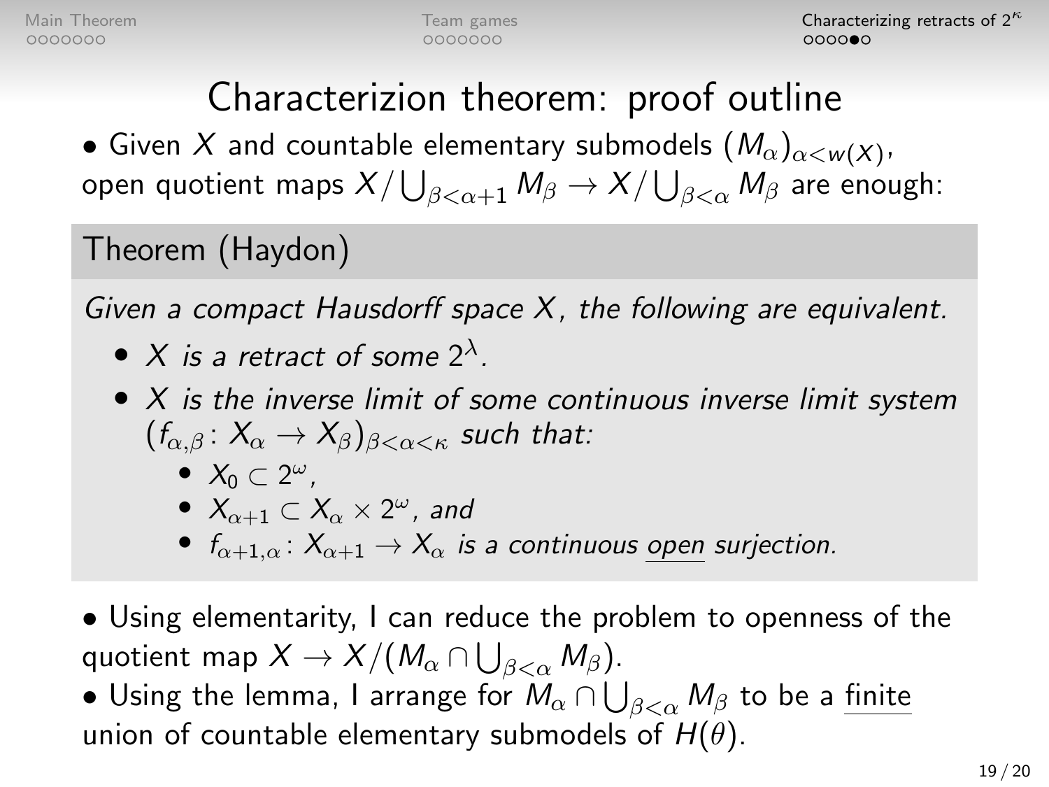# Characterizion theorem: proof outline

- Given $X$ and countable elementary submodels $(M_\alpha)_{\alpha<w(X)}$, open quotient maps $X/\bigcup_{\beta<\alpha+1} M_\beta \to X/\bigcup_{\beta<\alpha} M_\beta$ are enough:

**Theorem (Haydon)**

*Given a compact Hausdorff space $X$, the following are equivalent.*

- *$X$ is a retract of some $2^\lambda$.*
- *$X$ is the inverse limit of some continuous inverse limit system $(f_{\alpha,\beta}\colon X_\alpha \to X_\beta)_{\beta<\alpha<\kappa}$ such that:*
  - *$X_0 \subset 2^\omega$,*
  - *$X_{\alpha+1} \subset X_\alpha \times 2^\omega$, and*
  - *$f_{\alpha+1,\alpha}\colon X_{\alpha+1} \to X_\alpha$ is a continuous <u>open</u> surjection.*

- Using elementarity, I can reduce the problem to openness of the quotient map $X \to X/(M_\alpha \cap \bigcup_{\beta<\alpha} M_\beta)$.
- Using the lemma, I arrange for $M_\alpha \cap \bigcup_{\beta<\alpha} M_\beta$ to be a <u>finite</u> union of countable elementary submodels of $H(\theta)$.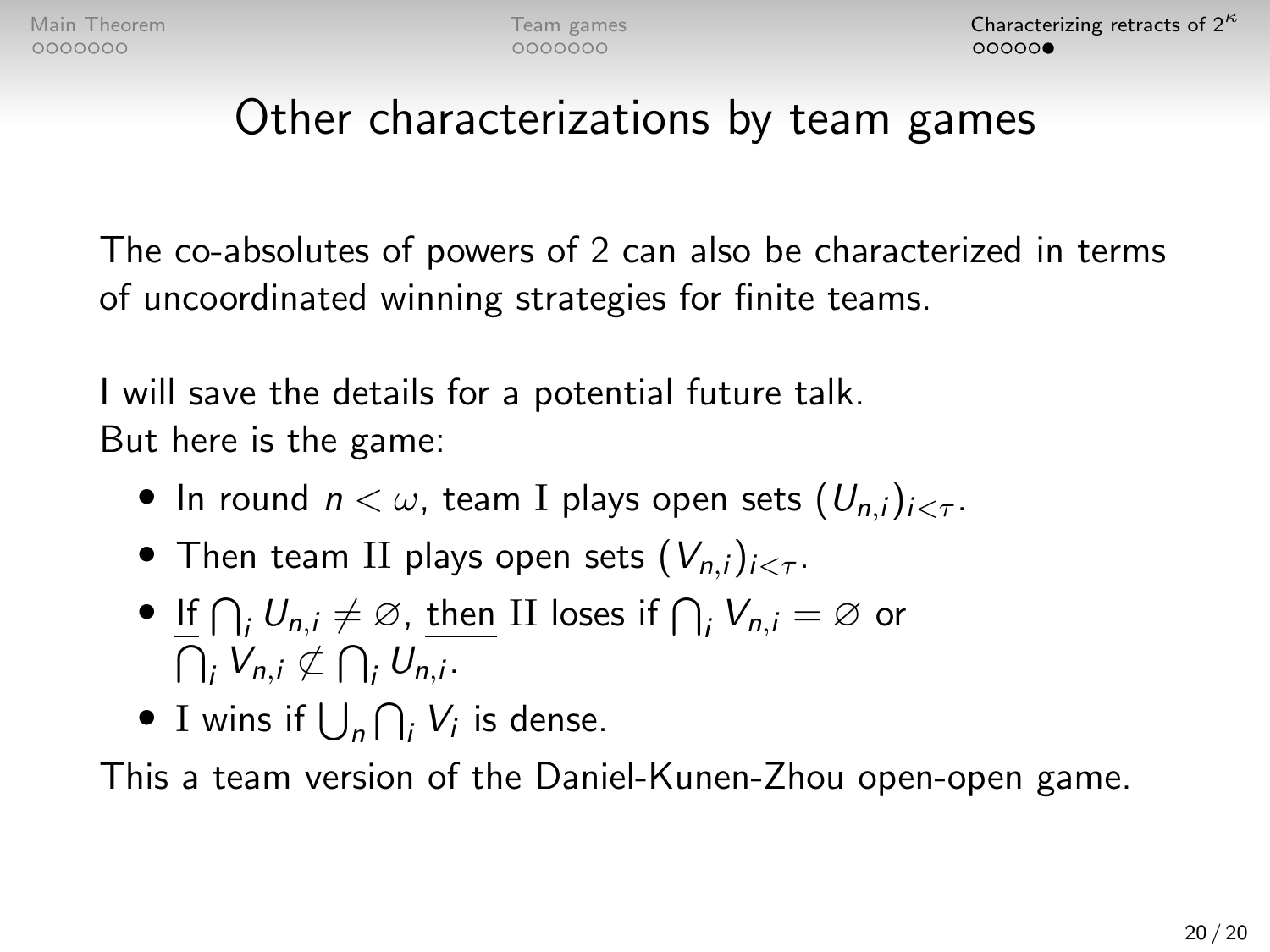# Other characterizations by team games

The co-absolutes of powers of 2 can also be characterized in terms of uncoordinated winning strategies for finite teams.

I will save the details for a potential future talk.
But here is the game:

- In round $n < \omega$, team $\mathrm{I}$ plays open sets $(U_{n,i})_{i<\tau}$.
- Then team $\mathrm{II}$ plays open sets $(V_{n,i})_{i<\tau}$.
- If $\bigcap_i U_{n,i} \neq \varnothing$, then $\mathrm{II}$ loses if $\bigcap_i V_{n,i} = \varnothing$ or $\bigcap_i V_{n,i} \not\subset \bigcap_i U_{n,i}$.
- $\mathrm{I}$ wins if $\bigcup_n \bigcap_i V_i$ is dense.

This a team version of the Daniel-Kunen-Zhou open-open game.